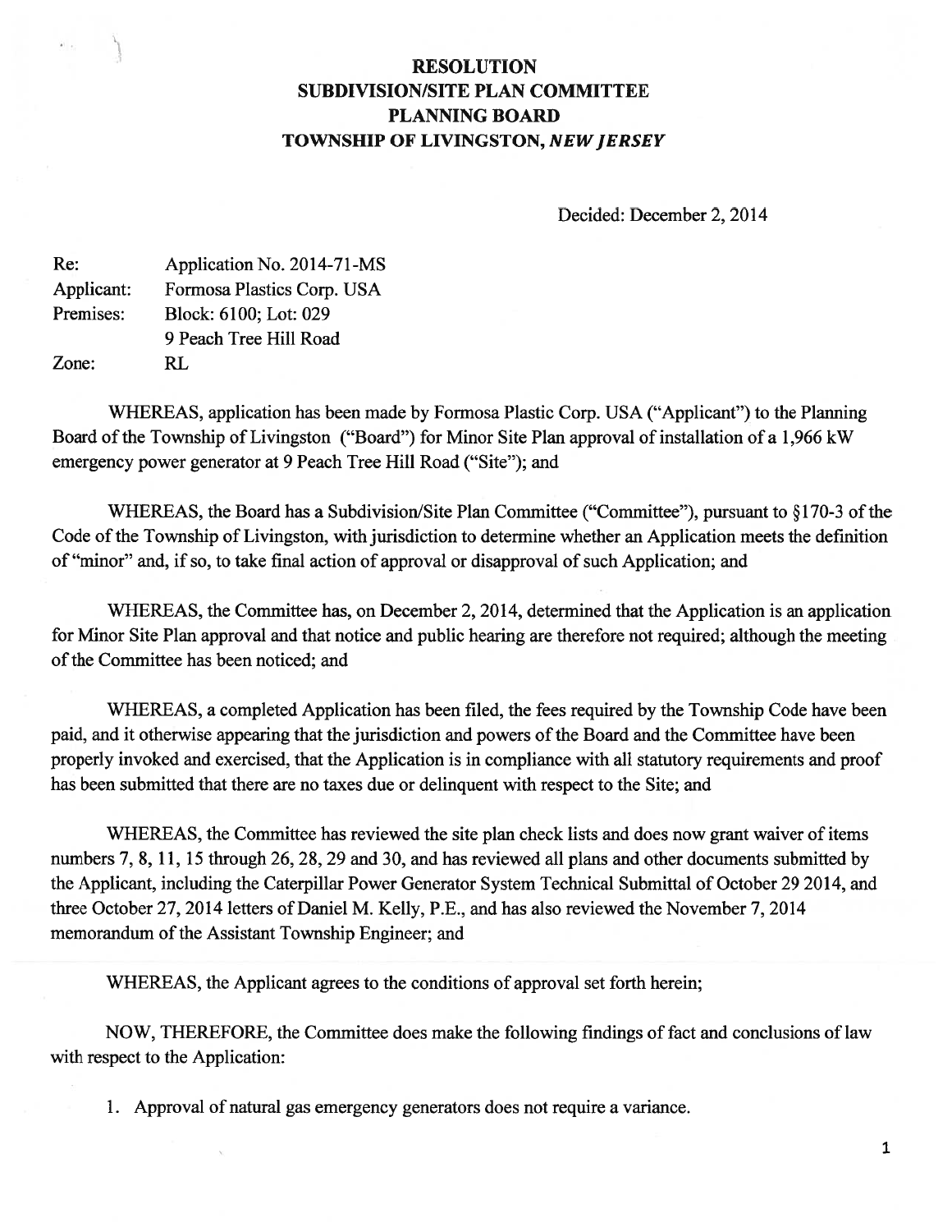# RESOLUTION
## SUBDIVISION/SITE PLAN COMMITTEE
## PLANNING BOARD
## TOWNSHIP OF LIVINGSTON, *NEW JERSEY*

Decided: December 2, 2014

| | |
|---|---|
| Re: | Application No. 2014-71-MS |
| Applicant: | Formosa Plastics Corp. USA |
| Premises: | Block: 6100; Lot: 029 |
| | 9 Peach Tree Hill Road |
| Zone: | RL |

WHEREAS, application has been made by Formosa Plastic Corp. USA ("Applicant") to the Planning Board of the Township of Livingston ("Board") for Minor Site Plan approval of installation of a 1,966 kW emergency power generator at 9 Peach Tree Hill Road ("Site"); and

WHEREAS, the Board has a Subdivision/Site Plan Committee ("Committee"), pursuant to §170-3 of the Code of the Township of Livingston, with jurisdiction to determine whether an Application meets the definition of "minor" and, if so, to take final action of approval or disapproval of such Application; and

WHEREAS, the Committee has, on December 2, 2014, determined that the Application is an application for Minor Site Plan approval and that notice and public hearing are therefore not required; although the meeting of the Committee has been noticed; and

WHEREAS, a completed Application has been filed, the fees required by the Township Code have been paid, and it otherwise appearing that the jurisdiction and powers of the Board and the Committee have been properly invoked and exercised, that the Application is in compliance with all statutory requirements and proof has been submitted that there are no taxes due or delinquent with respect to the Site; and

WHEREAS, the Committee has reviewed the site plan check lists and does now grant waiver of items numbers 7, 8, 11, 15 through 26, 28, 29 and 30, and has reviewed all plans and other documents submitted by the Applicant, including the Caterpillar Power Generator System Technical Submittal of October 29 2014, and three October 27, 2014 letters of Daniel M. Kelly, P.E., and has also reviewed the November 7, 2014 memorandum of the Assistant Township Engineer; and

WHEREAS, the Applicant agrees to the conditions of approval set forth herein;

NOW, THEREFORE, the Committee does make the following findings of fact and conclusions of law with respect to the Application:

1. Approval of natural gas emergency generators does not require a variance.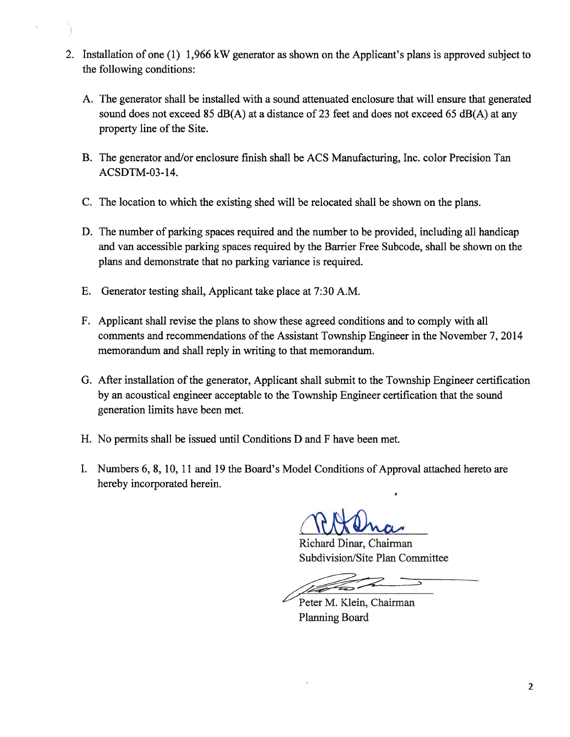2. Installation of one (1) 1,966 kW generator as shown on the Applicant's plans is approved subject to the following conditions:

   A. The generator shall be installed with a sound attenuated enclosure that will ensure that generated sound does not exceed 85 dB(A) at a distance of 23 feet and does not exceed 65 dB(A) at any property line of the Site.

   B. The generator and/or enclosure finish shall be ACS Manufacturing, Inc. color Precision Tan ACSDTM-03-14.

   C. The location to which the existing shed will be relocated shall be shown on the plans.

   D. The number of parking spaces required and the number to be provided, including all handicap and van accessible parking spaces required by the Barrier Free Subcode, shall be shown on the plans and demonstrate that no parking variance is required.

   E. Generator testing shall, Applicant take place at 7:30 A.M.

   F. Applicant shall revise the plans to show these agreed conditions and to comply with all comments and recommendations of the Assistant Township Engineer in the November 7, 2014 memorandum and shall reply in writing to that memorandum.

   G. After installation of the generator, Applicant shall submit to the Township Engineer certification by an acoustical engineer acceptable to the Township Engineer certification that the sound generation limits have been met.

   H. No permits shall be issued until Conditions D and F have been met.

   I. Numbers 6, 8, 10, 11 and 19 the Board's Model Conditions of Approval attached hereto are hereby incorporated herein.

Richard Dinar, Chairman
Subdivision/Site Plan Committee

Peter M. Klein, Chairman
Planning Board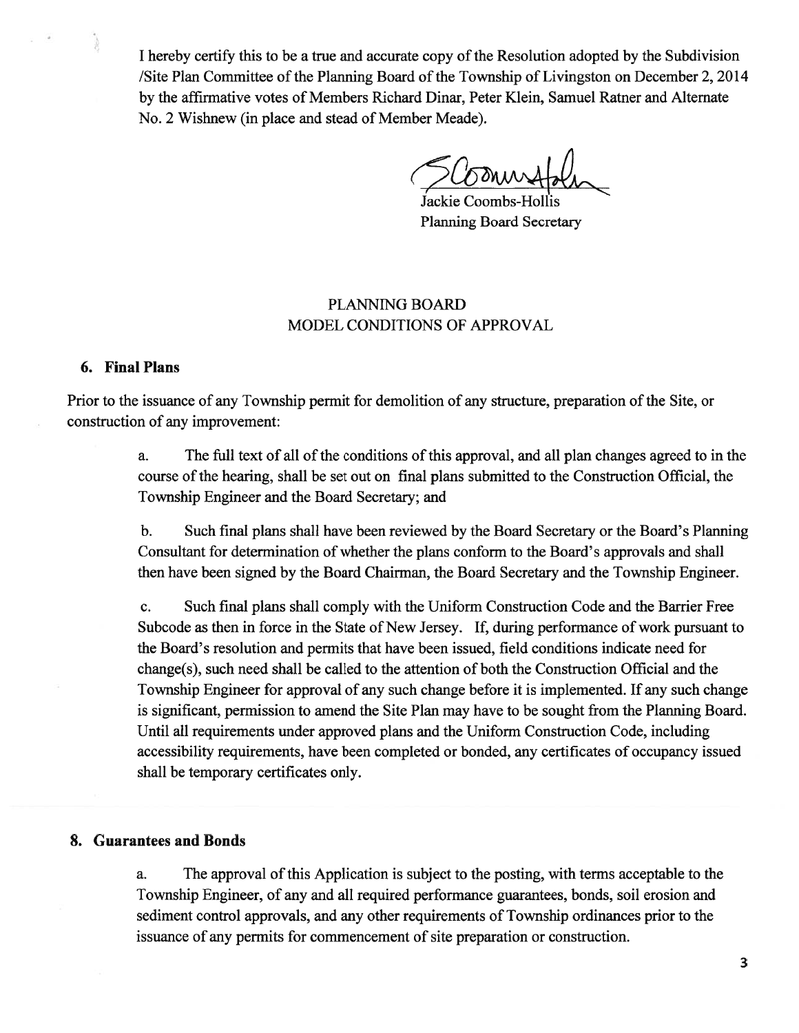I hereby certify this to be a true and accurate copy of the Resolution adopted by the Subdivision /Site Plan Committee of the Planning Board of the Township of Livingston on December 2, 2014 by the affirmative votes of Members Richard Dinar, Peter Klein, Samuel Ratner and Alternate No. 2 Wishnew (in place and stead of Member Meade).

Jackie Coombs-Hollis
Planning Board Secretary

## PLANNING BOARD
## MODEL CONDITIONS OF APPROVAL

### 6. Final Plans

Prior to the issuance of any Township permit for demolition of any structure, preparation of the Site, or construction of any improvement:

a. The full text of all of the conditions of this approval, and all plan changes agreed to in the course of the hearing, shall be set out on final plans submitted to the Construction Official, the Township Engineer and the Board Secretary; and

b. Such final plans shall have been reviewed by the Board Secretary or the Board's Planning Consultant for determination of whether the plans conform to the Board's approvals and shall then have been signed by the Board Chairman, the Board Secretary and the Township Engineer.

c. Such final plans shall comply with the Uniform Construction Code and the Barrier Free Subcode as then in force in the State of New Jersey. If, during performance of work pursuant to the Board's resolution and permits that have been issued, field conditions indicate need for change(s), such need shall be called to the attention of both the Construction Official and the Township Engineer for approval of any such change before it is implemented. If any such change is significant, permission to amend the Site Plan may have to be sought from the Planning Board. Until all requirements under approved plans and the Uniform Construction Code, including accessibility requirements, have been completed or bonded, any certificates of occupancy issued shall be temporary certificates only.

### 8. Guarantees and Bonds

a. The approval of this Application is subject to the posting, with terms acceptable to the Township Engineer, of any and all required performance guarantees, bonds, soil erosion and sediment control approvals, and any other requirements of Township ordinances prior to the issuance of any permits for commencement of site preparation or construction.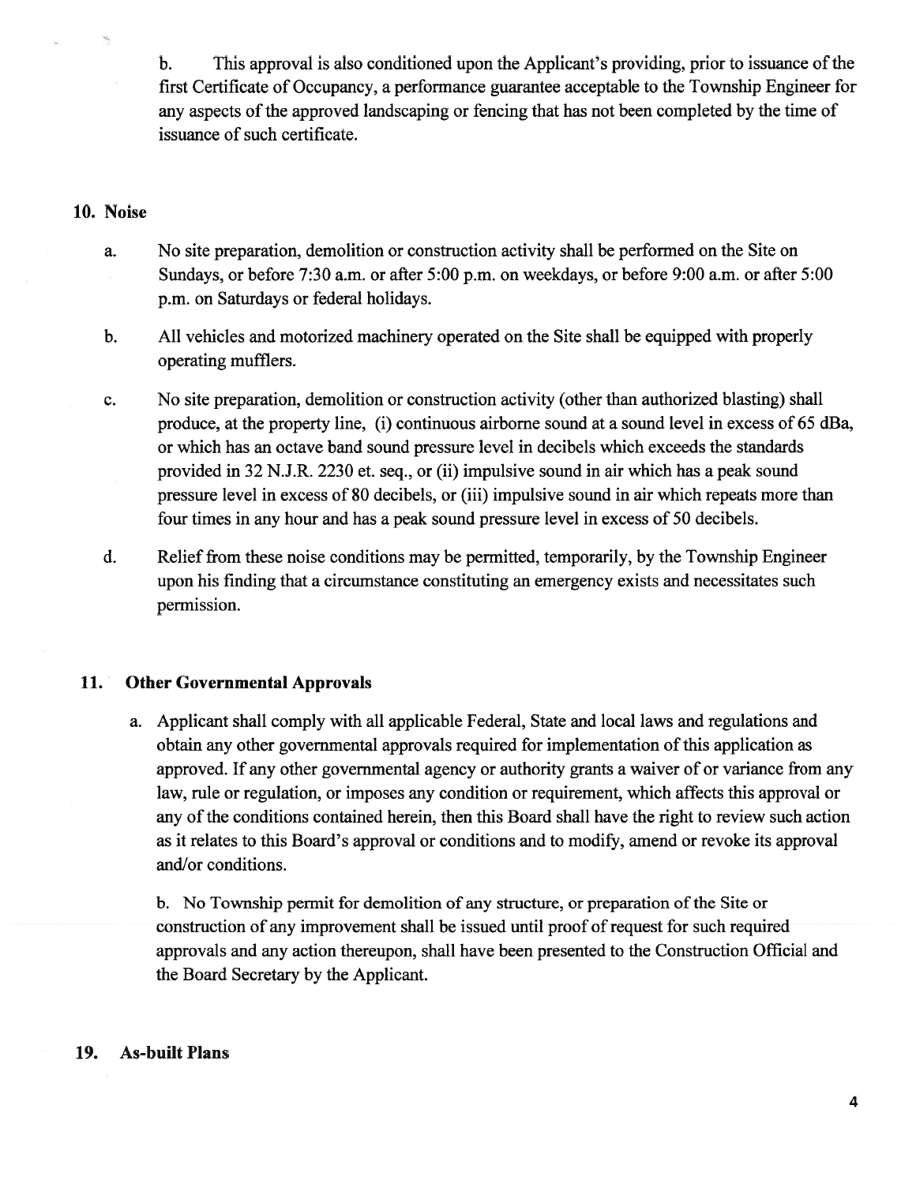b. This approval is also conditioned upon the Applicant's providing, prior to issuance of the first Certificate of Occupancy, a performance guarantee acceptable to the Township Engineer for any aspects of the approved landscaping or fencing that has not been completed by the time of issuance of such certificate.

**10. Noise**

a. No site preparation, demolition or construction activity shall be performed on the Site on Sundays, or before 7:30 a.m. or after 5:00 p.m. on weekdays, or before 9:00 a.m. or after 5:00 p.m. on Saturdays or federal holidays.

b. All vehicles and motorized machinery operated on the Site shall be equipped with properly operating mufflers.

c. No site preparation, demolition or construction activity (other than authorized blasting) shall produce, at the property line, (i) continuous airborne sound at a sound level in excess of 65 dBa, or which has an octave band sound pressure level in decibels which exceeds the standards provided in 32 N.J.R. 2230 et. seq., or (ii) impulsive sound in air which has a peak sound pressure level in excess of 80 decibels, or (iii) impulsive sound in air which repeats more than four times in any hour and has a peak sound pressure level in excess of 50 decibels.

d. Relief from these noise conditions may be permitted, temporarily, by the Township Engineer upon his finding that a circumstance constituting an emergency exists and necessitates such permission.

**11. Other Governmental Approvals**

a. Applicant shall comply with all applicable Federal, State and local laws and regulations and obtain any other governmental approvals required for implementation of this application as approved. If any other governmental agency or authority grants a waiver of or variance from any law, rule or regulation, or imposes any condition or requirement, which affects this approval or any of the conditions contained herein, then this Board shall have the right to review such action as it relates to this Board's approval or conditions and to modify, amend or revoke its approval and/or conditions.

b. No Township permit for demolition of any structure, or preparation of the Site or construction of any improvement shall be issued until proof of request for such required approvals and any action thereupon, shall have been presented to the Construction Official and the Board Secretary by the Applicant.

**19. As-built Plans**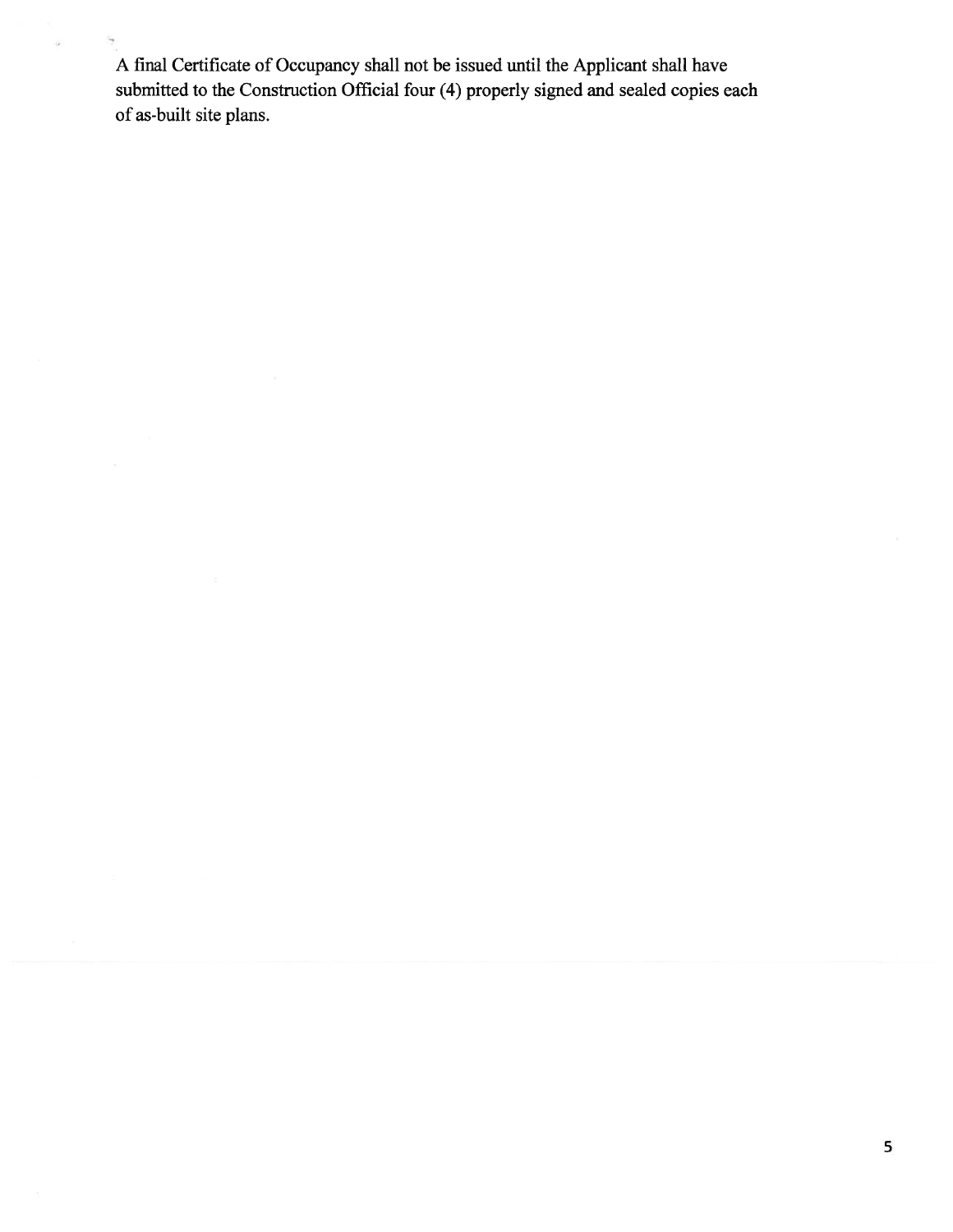A final Certificate of Occupancy shall not be issued until the Applicant shall have submitted to the Construction Official four (4) properly signed and sealed copies each of as-built site plans.